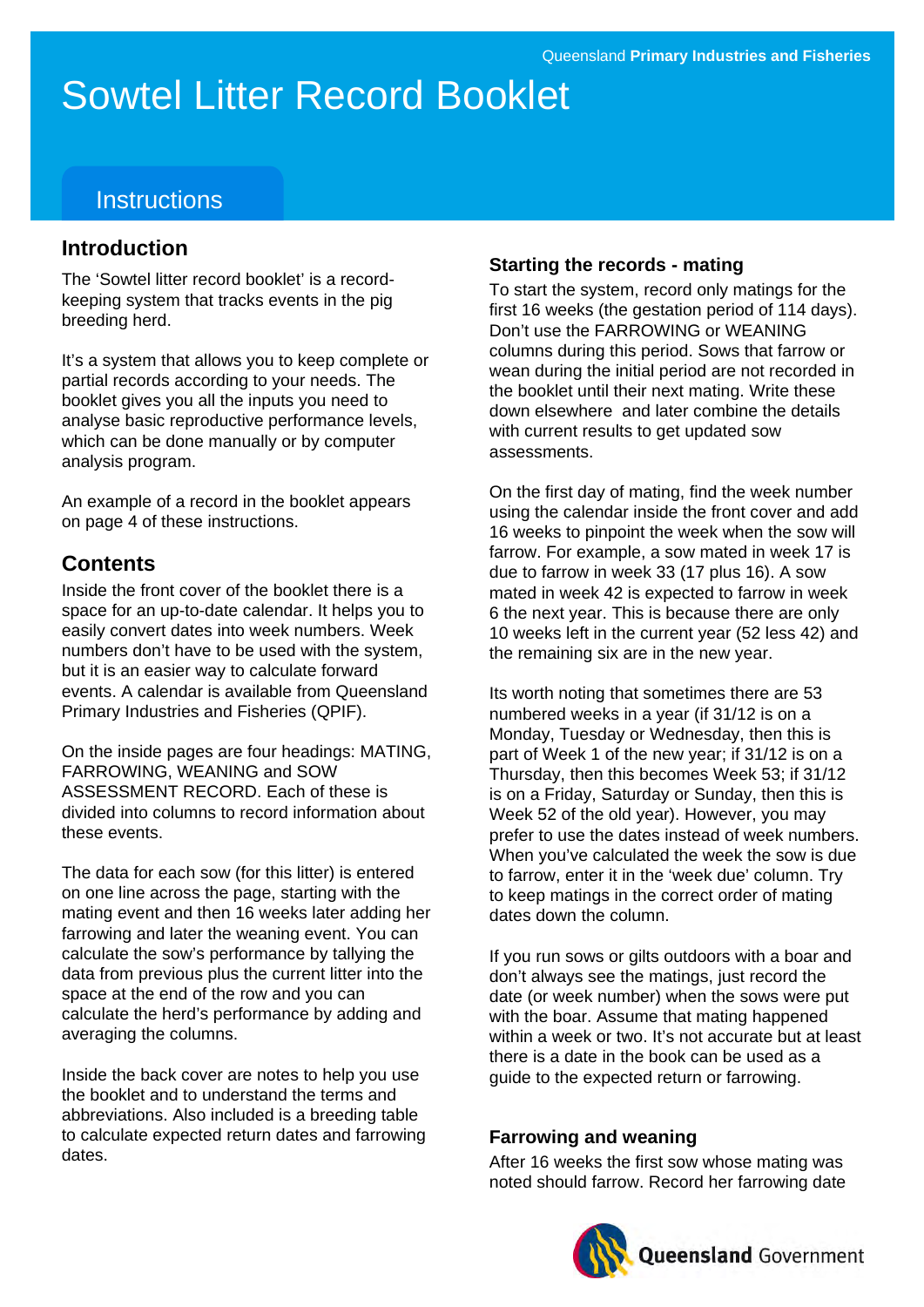Queensland **Primary Industries and Fisheries**

# Sowtel Litter Record Booklet

## Instructions

### Introduction

The 'Sowtel litter record booklet' is a record-keeping system that tracks events in the pig breeding herd.

It's a system that allows you to keep complete or partial records according to your needs. The booklet gives you all the inputs you need to analyse basic reproductive performance levels, which can be done manually or by computer analysis program.

An example of a record in the booklet appears on page 4 of these instructions.

### Contents

Inside the front cover of the booklet there is a space for an up-to-date calendar. It helps you to easily convert dates into week numbers. Week numbers don't have to be used with the system, but it is an easier way to calculate forward events. A calendar is available from Queensland Primary Industries and Fisheries (QPIF).

On the inside pages are four headings: MATING, FARROWING, WEANING and SOW ASSESSMENT RECORD. Each of these is divided into columns to record information about these events.

The data for each sow (for this litter) is entered on one line across the page, starting with the mating event and then 16 weeks later adding her farrowing and later the weaning event. You can calculate the sow's performance by tallying the data from previous plus the current litter into the space at the end of the row and you can calculate the herd's performance by adding and averaging the columns.

Inside the back cover are notes to help you use the booklet and to understand the terms and abbreviations. Also included is a breeding table to calculate expected return dates and farrowing dates.

### Starting the records - mating

To start the system, record only matings for the first 16 weeks (the gestation period of 114 days). Don't use the FARROWING or WEANING columns during this period. Sows that farrow or wean during the initial period are not recorded in the booklet until their next mating. Write these down elsewhere  and later combine the details with current results to get updated sow assessments.

On the first day of mating, find the week number using the calendar inside the front cover and add 16 weeks to pinpoint the week when the sow will farrow. For example, a sow mated in week 17 is due to farrow in week 33 (17 plus 16). A sow mated in week 42 is expected to farrow in week 6 the next year. This is because there are only 10 weeks left in the current year (52 less 42) and the remaining six are in the new year.

Its worth noting that sometimes there are 53 numbered weeks in a year (if 31/12 is on a Monday, Tuesday or Wednesday, then this is part of Week 1 of the new year; if 31/12 is on a Thursday, then this becomes Week 53; if 31/12 is on a Friday, Saturday or Sunday, then this is Week 52 of the old year). However, you may prefer to use the dates instead of week numbers. When you've calculated the week the sow is due to farrow, enter it in the 'week due' column. Try to keep matings in the correct order of mating dates down the column.

If you run sows or gilts outdoors with a boar and don't always see the matings, just record the date (or week number) when the sows were put with the boar. Assume that mating happened within a week or two. It's not accurate but at least there is a date in the book can be used as a guide to the expected return or farrowing.

### Farrowing and weaning

After 16 weeks the first sow whose mating was noted should farrow. Record her farrowing date

Queensland Government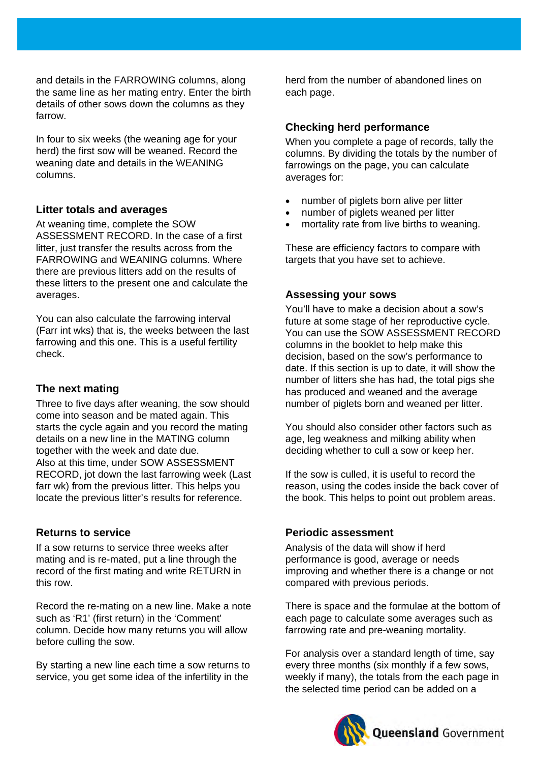and details in the FARROWING columns, along the same line as her mating entry. Enter the birth details of other sows down the columns as they farrow.

In four to six weeks (the weaning age for your herd) the first sow will be weaned. Record the weaning date and details in the WEANING columns.

### Litter totals and averages

At weaning time, complete the SOW ASSESSMENT RECORD. In the case of a first litter, just transfer the results across from the FARROWING and WEANING columns. Where there are previous litters add on the results of these litters to the present one and calculate the averages.

You can also calculate the farrowing interval (Farr int wks) that is, the weeks between the last farrowing and this one. This is a useful fertility check.

### The next mating

Three to five days after weaning, the sow should come into season and be mated again. This starts the cycle again and you record the mating details on a new line in the MATING column together with the week and date due.
Also at this time, under SOW ASSESSMENT RECORD, jot down the last farrowing week (Last farr wk) from the previous litter. This helps you locate the previous litter's results for reference.

### Returns to service

If a sow returns to service three weeks after mating and is re-mated, put a line through the record of the first mating and write RETURN in this row.

Record the re-mating on a new line. Make a note such as 'R1' (first return) in the 'Comment' column. Decide how many returns you will allow before culling the sow.

By starting a new line each time a sow returns to service, you get some idea of the infertility in the herd from the number of abandoned lines on each page.

### Checking herd performance

When you complete a page of records, tally the columns. By dividing the totals by the number of farrowings on the page, you can calculate averages for:

- number of piglets born alive per litter
- number of piglets weaned per litter
- mortality rate from live births to weaning.

These are efficiency factors to compare with targets that you have set to achieve.

### Assessing your sows

You'll have to make a decision about a sow's future at some stage of her reproductive cycle. You can use the SOW ASSESSMENT RECORD columns in the booklet to help make this decision, based on the sow's performance to date. If this section is up to date, it will show the number of litters she has had, the total pigs she has produced and weaned and the average number of piglets born and weaned per litter.

You should also consider other factors such as age, leg weakness and milking ability when deciding whether to cull a sow or keep her.

If the sow is culled, it is useful to record the reason, using the codes inside the back cover of the book. This helps to point out problem areas.

### Periodic assessment

Analysis of the data will show if herd performance is good, average or needs improving and whether there is a change or not compared with previous periods.

There is space and the formulae at the bottom of each page to calculate some averages such as farrowing rate and pre-weaning mortality.

For analysis over a standard length of time, say every three months (six monthly if a few sows, weekly if many), the totals from the each page in the selected time period can be added on a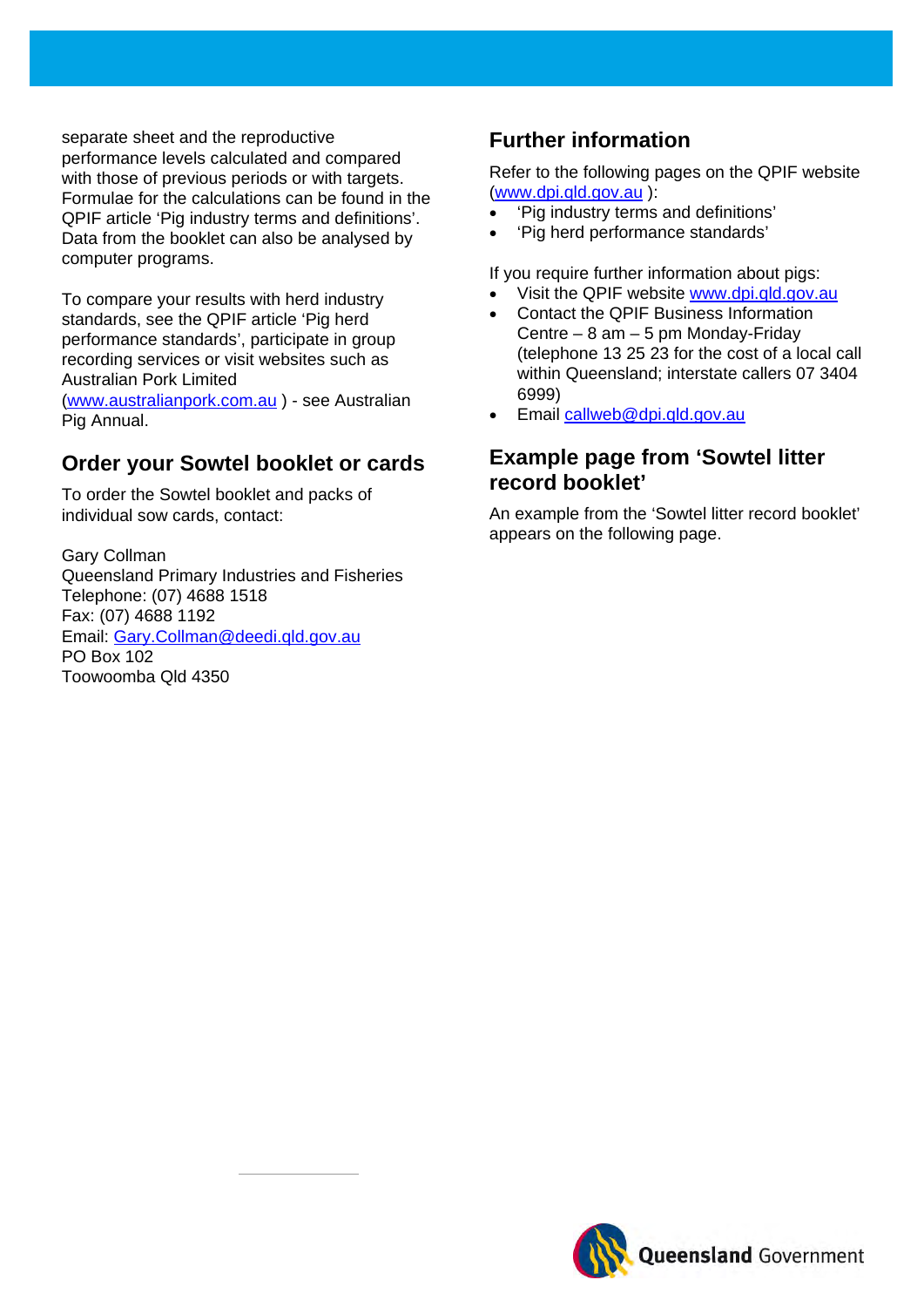separate sheet and the reproductive performance levels calculated and compared with those of previous periods or with targets. Formulae for the calculations can be found in the QPIF article 'Pig industry terms and definitions'. Data from the booklet can also be analysed by computer programs.

To compare your results with herd industry standards, see the QPIF article 'Pig herd performance standards', participate in group recording services or visit websites such as Australian Pork Limited (www.australianpork.com.au ) - see Australian Pig Annual.

## Order your Sowtel booklet or cards

To order the Sowtel booklet and packs of individual sow cards, contact:

Gary Collman  
Queensland Primary Industries and Fisheries  
Telephone: (07) 4688 1518  
Fax: (07) 4688 1192  
Email: Gary.Collman@deedi.qld.gov.au  
PO Box 102  
Toowoomba Qld 4350

## Further information

Refer to the following pages on the QPIF website (www.dpi.qld.gov.au ):

- 'Pig industry terms and definitions'
- 'Pig herd performance standards'

If you require further information about pigs:

- Visit the QPIF website www.dpi.qld.gov.au
- Contact the QPIF Business Information Centre – 8 am – 5 pm Monday-Friday (telephone 13 25 23 for the cost of a local call within Queensland; interstate callers 07 3404 6999)
- Email callweb@dpi.qld.gov.au

## Example page from 'Sowtel litter record booklet'

An example from the 'Sowtel litter record booklet' appears on the following page.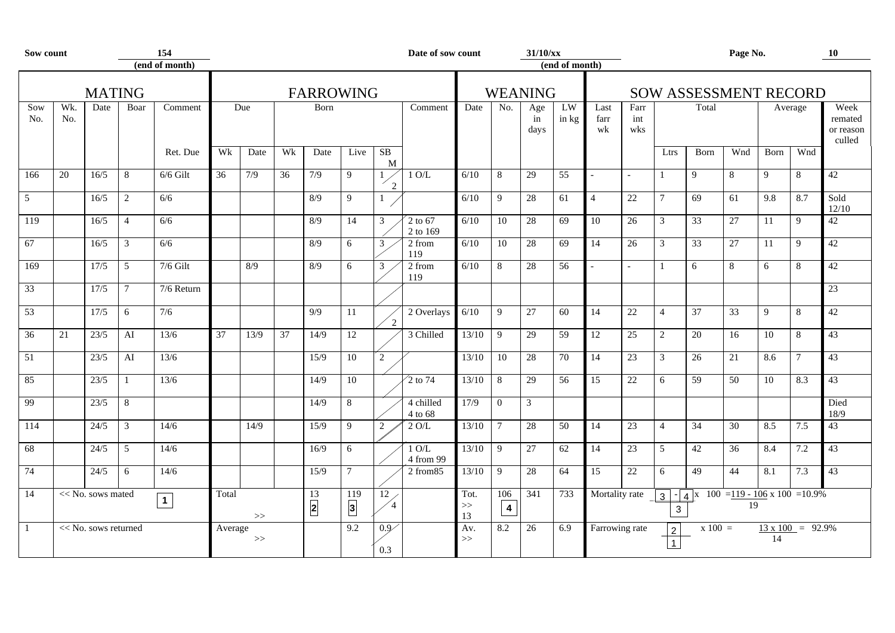Sow count **154** (end of month) Date of sow count **31/10/xx** (end of month) Page No. **10**

| MATING | | | | | FARROWING | | | | | | | | WEANING | | | | SOW ASSESSMENT RECORD | | | | | | | |
|---|---|---|---|---|---|---|---|---|---|---|---|---|---|---|---|---|---|---|---|---|---|---|---|---|
| Sow No. | Wk. No. | Date | Boar | Comment | Due | | Born | | | | Comment | Date | No. | Age in days | LW in kg | Last farr wk | Farr int wks | Total | | | Average | | Week remated or reason culled |
| | | | | Ret. Due | Wk | Date | Wk | Date | Live | SB / M | | | | | | | | Ltrs | Born | Wnd | Born | Wnd | |
| 166 | 20 | 16/5 | 8 | 6/6 Gilt | 36 | 7/9 | 36 | 7/9 | 9 | 1 / 2 | 1 O/L | 6/10 | 8 | 29 | 55 | - | - | 1 | 9 | 8 | 9 | 8 | 42 |
| 5 | | 16/5 | 2 | 6/6 | | | | 8/9 | 9 | 1 / | | 6/10 | 9 | 28 | 61 | 4 | 22 | 7 | 69 | 61 | 9.8 | 8.7 | Sold 12/10 |
| 119 | | 16/5 | 4 | 6/6 | | | | 8/9 | 14 | 3 / | 2 to 67 2 to 169 | 6/10 | 10 | 28 | 69 | 10 | 26 | 3 | 33 | 27 | 11 | 9 | 42 |
| 67 | | 16/5 | 3 | 6/6 | | | | 8/9 | 6 | 3 / | 2 from 119 | 6/10 | 10 | 28 | 69 | 14 | 26 | 3 | 33 | 27 | 11 | 9 | 42 |
| 169 | | 17/5 | 5 | 7/6 Gilt | | 8/9 | | 8/9 | 6 | 3 / | 2 from 119 | 6/10 | 8 | 28 | 56 | - | - | 1 | 6 | 8 | 6 | 8 | 42 |
| 33 | | 17/5 | 7 | 7/6 Return | | | | | | / | | | | | | | | | | | | | 23 |
| 53 | | 17/5 | 6 | 7/6 | | | | 9/9 | 11 | / 2 | 2 Overlays | 6/10 | 9 | 27 | 60 | 14 | 22 | 4 | 37 | 33 | 9 | 8 | 42 |
| 36 | 21 | 23/5 | AI | 13/6 | 37 | 13/9 | 37 | 14/9 | 12 | / | 3 Chilled | 13/10 | 9 | 29 | 59 | 12 | 25 | 2 | 20 | 16 | 10 | 8 | 43 |
| 51 | | 23/5 | AI | 13/6 | | | | 15/9 | 10 | 2 / | | 13/10 | 10 | 28 | 70 | 14 | 23 | 3 | 26 | 21 | 8.6 | 7 | 43 |
| 85 | | 23/5 | 1 | 13/6 | | | | 14/9 | 10 | / | 2 to 74 | 13/10 | 8 | 29 | 56 | 15 | 22 | 6 | 59 | 50 | 10 | 8.3 | 43 |
| 99 | | 23/5 | 8 | | | | | 14/9 | 8 | / | 4 chilled 4 to 68 | 17/9 | 0 | 3 | | | | | | | | | Died 18/9 |
| 114 | | 24/5 | 3 | 14/6 | | 14/9 | | 15/9 | 9 | 2 / | 2 O/L | 13/10 | 7 | 28 | 50 | 14 | 23 | 4 | 34 | 30 | 8.5 | 7.5 | 43 |
| 68 | | 24/5 | 5 | 14/6 | | | | 16/9 | 6 | / | 1 O/L 4 from 99 | 13/10 | 9 | 27 | 62 | 14 | 23 | 5 | 42 | 36 | 8.4 | 7.2 | 43 |
| 74 | | 24/5 | 6 | 14/6 | | | | 15/9 | 7 | / | 2 from85 | 13/10 | 9 | 28 | 64 | 15 | 22 | 6 | 49 | 44 | 8.1 | 7.3 | 43 |
| 14 | << No. sows mated | | | **1** | Total >> | | | 13 **2** | 119 **3** | 12 / 4 | | Tot. >> 13 | 106 **4** | 341 | 733 | Mortality rate | | $\frac{3 - 4}{3}$ x 100 = $\frac{119 - 106}{19}$ x 100 = 10.9% | | | | | |
| 1 | << No. sows returned | | | | Average >> | | | | 9.2 | 0.9 / 0.3 | | Av. >> | 8.2 | 26 | 6.9 | Farrowing rate | | $\frac{2}{1}$ x 100 = | | $\frac{13 \times 100}{14}$ = 92.9% | | | |